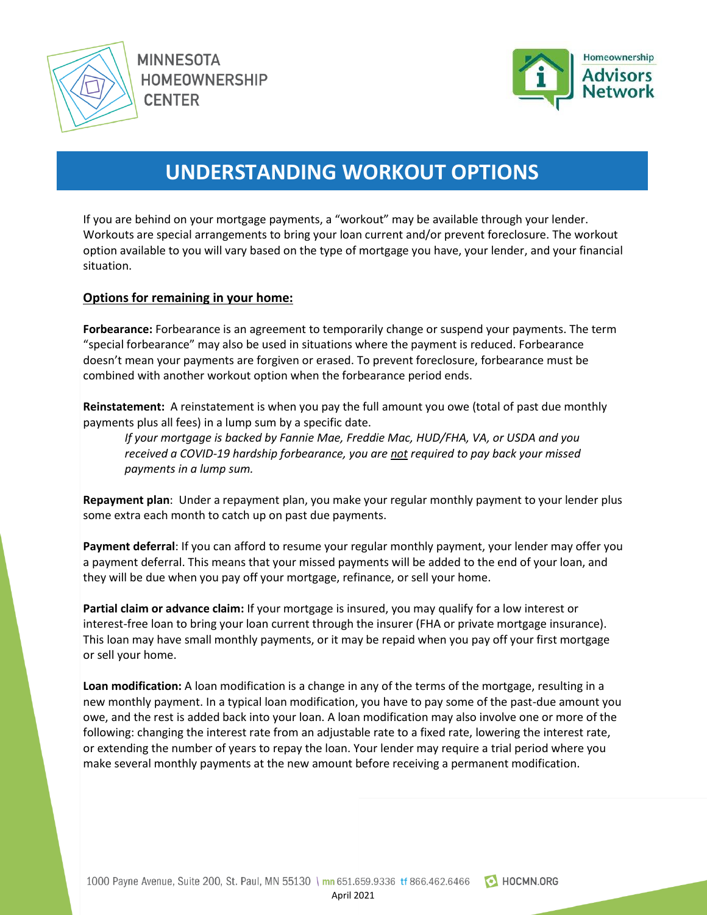# UNDERSTANDING WORKOUT OPTIONS

If you are behind on your mortgage payments, a "workout" may be available through your lender. Workouts are special arrangements to bring your loan current and/or prevent foreclosure. The workout option available to you will vary based on the type of mortgage you have, your lender, and your financial situation.

## Options for remaining in your home:

**Forbearance:** Forbearance is an agreement to temporarily change or suspend your payments. The term "special forbearance" may also be used in situations where the payment is reduced. Forbearance doesn't mean your payments are forgiven or erased. To prevent foreclosure, forbearance must be combined with another workout option when the forbearance period ends.

**Reinstatement:** A reinstatement is when you pay the full amount you owe (total of past due monthly payments plus all fees) in a lump sum by a specific date.

> *If your mortgage is backed by Fannie Mae, Freddie Mac, HUD/FHA, VA, or USDA and you received a COVID-19 hardship forbearance, you are not required to pay back your missed payments in a lump sum.*

**Repayment plan**: Under a repayment plan, you make your regular monthly payment to your lender plus some extra each month to catch up on past due payments.

**Payment deferral**: If you can afford to resume your regular monthly payment, your lender may offer you a payment deferral. This means that your missed payments will be added to the end of your loan, and they will be due when you pay off your mortgage, refinance, or sell your home.

**Partial claim or advance claim:** If your mortgage is insured, you may qualify for a low interest or interest-free loan to bring your loan current through the insurer (FHA or private mortgage insurance). This loan may have small monthly payments, or it may be repaid when you pay off your first mortgage or sell your home.

**Loan modification:** A loan modification is a change in any of the terms of the mortgage, resulting in a new monthly payment. In a typical loan modification, you have to pay some of the past-due amount you owe, and the rest is added back into your loan. A loan modification may also involve one or more of the following: changing the interest rate from an adjustable rate to a fixed rate, lowering the interest rate, or extending the number of years to repay the loan. Your lender may require a trial period where you make several monthly payments at the new amount before receiving a permanent modification.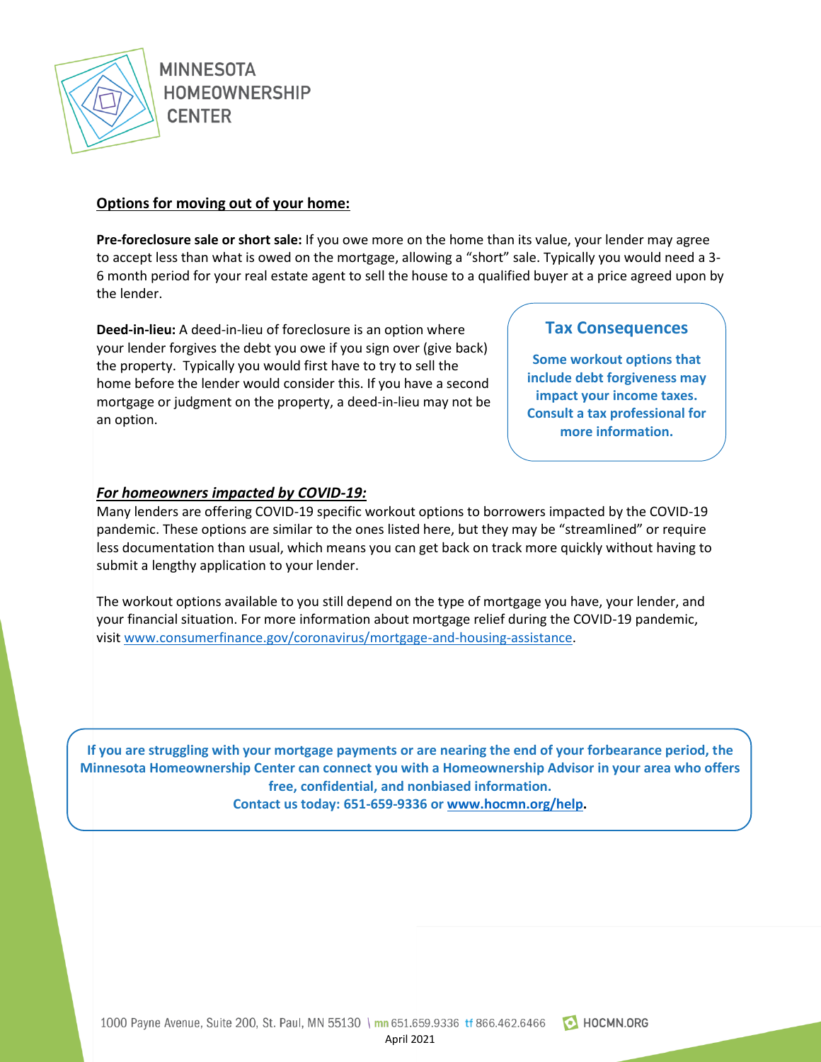MINNESOTA HOMEOWNERSHIP CENTER

**Options for moving out of your home:**

**Pre-foreclosure sale or short sale:** If you owe more on the home than its value, your lender may agree to accept less than what is owed on the mortgage, allowing a "short" sale. Typically you would need a 3-6 month period for your real estate agent to sell the house to a qualified buyer at a price agreed upon by the lender.

**Deed-in-lieu:** A deed-in-lieu of foreclosure is an option where your lender forgives the debt you owe if you sign over (give back) the property. Typically you would first have to try to sell the home before the lender would consider this. If you have a second mortgage or judgment on the property, a deed-in-lieu may not be an option.

> **Tax Consequences**
>
> **Some workout options that include debt forgiveness may impact your income taxes. Consult a tax professional for more information.**

***For homeowners impacted by COVID-19:***

Many lenders are offering COVID-19 specific workout options to borrowers impacted by the COVID-19 pandemic. These options are similar to the ones listed here, but they may be "streamlined" or require less documentation than usual, which means you can get back on track more quickly without having to submit a lengthy application to your lender.

The workout options available to you still depend on the type of mortgage you have, your lender, and your financial situation. For more information about mortgage relief during the COVID-19 pandemic, visit www.consumerfinance.gov/coronavirus/mortgage-and-housing-assistance.

> **If you are struggling with your mortgage payments or are nearing the end of your forbearance period, the Minnesota Homeownership Center can connect you with a Homeownership Advisor in your area who offers free, confidential, and nonbiased information.**
>
> **Contact us today: 651-659-9336 or www.hocmn.org/help.**

1000 Payne Avenue, Suite 200, St. Paul, MN 55130 \ mn 651.659.9336 tf 866.462.6466 HOCMN.ORG

April 2021